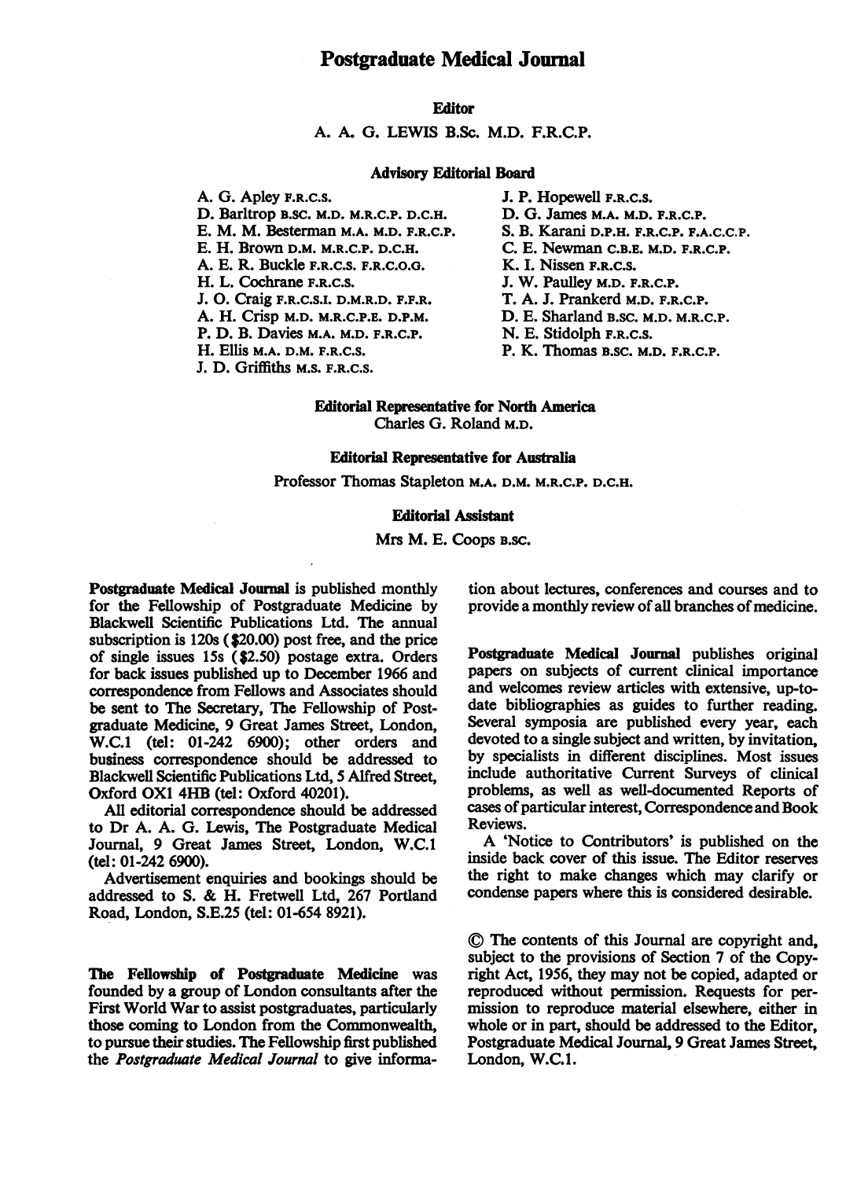# Postgraduate Medical Journal

### Editor

A. A. G. LEWIS B.Sc. M.D. F.R.C.P.

### Advisory Editorial Board

A. G. Apley F.R.C.S.
D. Barltrop B.SC. M.D. M.R.C.P. D.C.H.
E. M. M. Besterman M.A. M.D. F.R.C.P.
E. H. Brown D.M. M.R.C.P. D.C.H.
A. E. R. Buckle F.R.C.S. F.R.C.O.G.
H. L. Cochrane F.R.C.S.
J. O. Craig F.R.C.S.I. D.M.R.D. F.F.R.
A. H. Crisp M.D. M.R.C.P.E. D.P.M.
P. D. B. Davies M.A. M.D. F.R.C.P.
H. Ellis M.A. D.M. F.R.C.S.
J. D. Griffiths M.S. F.R.C.S.
J. P. Hopewell F.R.C.S.
D. G. James M.A. M.D. F.R.C.P.
S. B. Karani D.P.H. F.R.C.P. F.A.C.C.P.
C. E. Newman C.B.E. M.D. F.R.C.P.
K. I. Nissen F.R.C.S.
J. W. Paulley M.D. F.R.C.P.
T. A. J. Prankerd M.D. F.R.C.P.
D. E. Sharland B.SC. M.D. M.R.C.P.
N. E. Stidolph F.R.C.S.
P. K. Thomas B.SC. M.D. F.R.C.P.

### Editorial Representative for North America

Charles G. Roland M.D.

### Editorial Representative for Australia

Professor Thomas Stapleton M.A. D.M. M.R.C.P. D.C.H.

### Editorial Assistant

Mrs M. E. Coops B.SC.

**Postgraduate Medical Journal** is published monthly for the Fellowship of Postgraduate Medicine by Blackwell Scientific Publications Ltd. The annual subscription is 120s ($20.00) post free, and the price of single issues 15s ($2.50) postage extra. Orders for back issues published up to December 1966 and correspondence from Fellows and Associates should be sent to The Secretary, The Fellowship of Postgraduate Medicine, 9 Great James Street, London, W.C.1 (tel: 01-242 6900); other orders and business correspondence should be addressed to Blackwell Scientific Publications Ltd, 5 Alfred Street, Oxford OX1 4HB (tel: Oxford 40201).

All editorial correspondence should be addressed to Dr A. A. G. Lewis, The Postgraduate Medical Journal, 9 Great James Street, London, W.C.1 (tel: 01-242 6900).

Advertisement enquiries and bookings should be addressed to S. & H. Fretwell Ltd, 267 Portland Road, London, S.E.25 (tel: 01-654 8921).

**The Fellowship of Postgraduate Medicine** was founded by a group of London consultants after the First World War to assist postgraduates, particularly those coming to London from the Commonwealth, to pursue their studies. The Fellowship first published the *Postgraduate Medical Journal* to give information about lectures, conferences and courses and to provide a monthly review of all branches of medicine.

**Postgraduate Medical Journal** publishes original papers on subjects of current clinical importance and welcomes review articles with extensive, up-to-date bibliographies as guides to further reading. Several symposia are published every year, each devoted to a single subject and written, by invitation, by specialists in different disciplines. Most issues include authoritative Current Surveys of clinical problems, as well as well-documented Reports of cases of particular interest, Correspondence and Book Reviews.

A 'Notice to Contributors' is published on the inside back cover of this issue. The Editor reserves the right to make changes which may clarify or condense papers where this is considered desirable.

© The contents of this Journal are copyright and, subject to the provisions of Section 7 of the Copyright Act, 1956, they may not be copied, adapted or reproduced without permission. Requests for permission to reproduce material elsewhere, either in whole or in part, should be addressed to the Editor, Postgraduate Medical Journal, 9 Great James Street, London, W.C.1.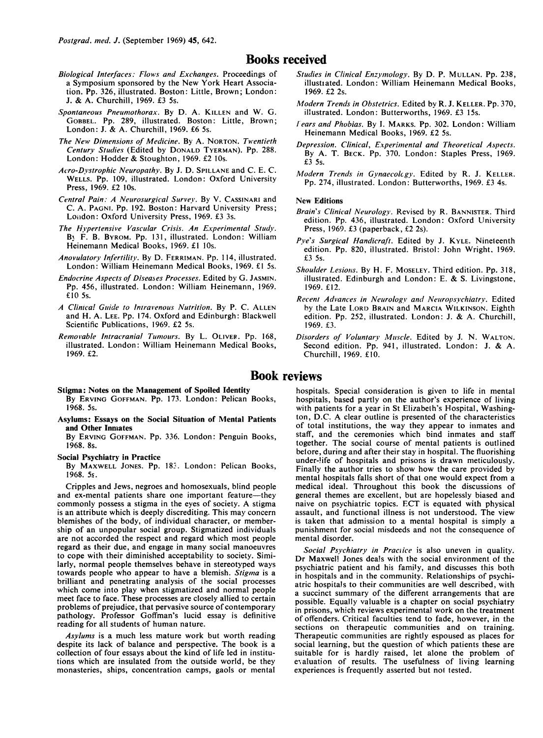# Books received

*Biological Interfaces: Flows and Exchanges.* Proceedings of a Symposium sponsored by the New York Heart Association. Pp. 326, illustrated. Boston: Little, Brown; London: J. & A. Churchill, 1969. £3 5s.

*Spontaneous Pneumothorax.* By D. A. KILLEN and W. G. GOBBEL. Pp. 289, illustrated. Boston: Little, Brown; London: J. & A. Churchill, 1969. £6 5s.

*The New Dimensions of Medicine.* By A. NORTON. *Twentieth Century Studies* (Edited by DONALD TYERMAN). Pp. 288. London: Hodder & Stoughton, 1969. £2 10s.

*Acro-Dystrophic Neuropathy.* By J. D. SPILLANE and C. E. C. WELLS. Pp. 109, illustrated. London: Oxford University Press, 1969. £2 10s.

*Central Pain: A Neurosurgical Survey.* By V. CASSINARI and C. A. PAGNI. Pp. 192. Boston: Harvard University Press; London: Oxford University Press, 1969. £3 3s.

*The Hypertensive Vascular Crisis. An Experimental Study.* By F. B. BYROM. Pp. 131, illustrated. London: William Heinemann Medical Books, 1969. £1 10s.

*Anovulatory Infertility.* By D. FERRIMAN. Pp. 114, illustrated. London: William Heinemann Medical Books, 1969. £1 5s.

*Endocrine Aspects of Diseases Processes.* Edited by G. JASMIN. Pp. 456, illustrated. London: William Heinemann, 1969. £10 5s.

*A Clinical Guide to Intravenous Nutrition.* By P. C. ALLEN and H. A. LEE. Pp. 174. Oxford and Edinburgh: Blackwell Scientific Publications, 1969. £2 5s.

*Removable Intracranial Tumours.* By L. OLIVER. Pp. 168, illustrated. London: William Heinemann Medical Books, 1969. £2.

*Studies in Clinical Enzymology.* By D. P. MULLAN. Pp. 238, illustrated. London: William Heinemann Medical Books, 1969. £2 2s.

*Modern Trends in Obstetrics.* Edited by R. J. KELLER. Pp. 370, illustrated. London: Butterworths, 1969. £3 15s.

*Fears and Phobias.* By I. MARKS. Pp. 302. London: William Heinemann Medical Books, 1969. £2 5s.

*Depression. Clinical, Experimental and Theoretical Aspects.* By A. T. BECK. Pp. 370. London: Staples Press, 1969. £3 5s.

*Modern Trends in Gynaecology.* Edited by R. J. KELLER. Pp. 274, illustrated. London: Butterworths, 1969. £3 4s.

**New Editions**

*Brain's Clinical Neurology.* Revised by R. BANNISTER. Third edition. Pp. 436, illustrated. London: Oxford University Press, 1969. £3 (paperback, £2 2s).

*Pye's Surgical Handicraft.* Edited by J. KYLE. Nineteenth edition. Pp. 820, illustrated. Bristol: John Wright, 1969. £3 5s.

*Shoulder Lesions.* By H. F. MOSELEY. Third edition. Pp. 318, illustrated. Edinburgh and London: E. & S. Livingstone, 1969. £12.

*Recent Advances in Neurology and Neuropsychiatry.* Edited by the Late LORD BRAIN and MARCIA WILKINSON. Eighth edition. Pp. 252, illustrated. London: J. & A. Churchill, 1969. £3.

*Disorders of Voluntary Muscle.* Edited by J. N. WALTON. Second edition. Pp. 941, illustrated. London: J. & A. Churchill, 1969. £10.

# Book reviews

**Stigma: Notes on the Management of Spoiled Identity**
By ERVING GOFFMAN. Pp. 173. London: Pelican Books, 1968. 5s.

**Asylums: Essays on the Social Situation of Mental Patients and Other Inmates**
By ERVING GOFFMAN. Pp. 336. London: Penguin Books, 1968. 8s.

**Social Psychiatry in Practice**
By MAXWELL JONES. Pp. 183. London: Pelican Books, 1968. 5s.

Cripples and Jews, negroes and homosexuals, blind people and ex-mental patients share one important feature—they commonly possess a stigma in the eyes of society. A stigma is an attribute which is deeply discrediting. This may concern blemishes of the body, of individual character, or membership of an unpopular social group. Stigmatized individuals are not accorded the respect and regard which most people regard as their due, and engage in many social manoeuvres to cope with their diminished acceptability to society. Similarly, normal people themselves behave in stereotyped ways towards people who appear to have a blemish. *Stigma* is a brilliant and penetrating analysis of the social processes which come into play when stigmatized and normal people meet face to face. These processes are closely allied to certain problems of prejudice, that pervasive source of contemporary pathology. Professor Goffman's lucid essay is definitive reading for all students of human nature.

*Asylums* is a much less mature work but worth reading despite its lack of balance and perspective. The book is a collection of four essays about the kind of life led in institutions which are insulated from the outside world, be they monasteries, ships, concentration camps, gaols or mental hospitals. Special consideration is given to life in mental hospitals, based partly on the author's experience of living with patients for a year in St Elizabeth's Hospital, Washington, D.C. A clear outline is presented of the characteristics of total institutions, the way they appear to inmates and staff, and the ceremonies which bind inmates and staff together. The social course of mental patients is outlined before, during and after their stay in hospital. The flourishing under-life of hospitals and prisons is drawn meticulously. Finally the author tries to show how the care provided by mental hospitals falls short of that one would expect from a medical ideal. Throughout this book the discussions of general themes are excellent, but are hopelessly biased and naive on psychiatric topics. ECT is equated with physical assault, and functional illness is not understood. The view is taken that admission to a mental hospital is simply a punishment for social misdeeds and not the consequence of mental disorder.

*Social Psychiatry in Practice* is also uneven in quality. Dr Maxwell Jones deals with the social environment of the psychiatric patient and his family, and discusses this both in hospitals and in the community. Relationships of psychiatric hospitals to their communities are well described, with a succinct summary of the different arrangements that are possible. Equally valuable is a chapter on social psychiatry in prisons, which reviews experimental work on the treatment of offenders. Critical faculties tend to fade, however, in the sections on therapeutic communities and on training. Therapeutic communities are rightly espoused as places for social learning, but the question of which patients these are suitable for is hardly raised, let alone the problem of evaluation of results. The usefulness of living learning experiences is frequently asserted but not tested.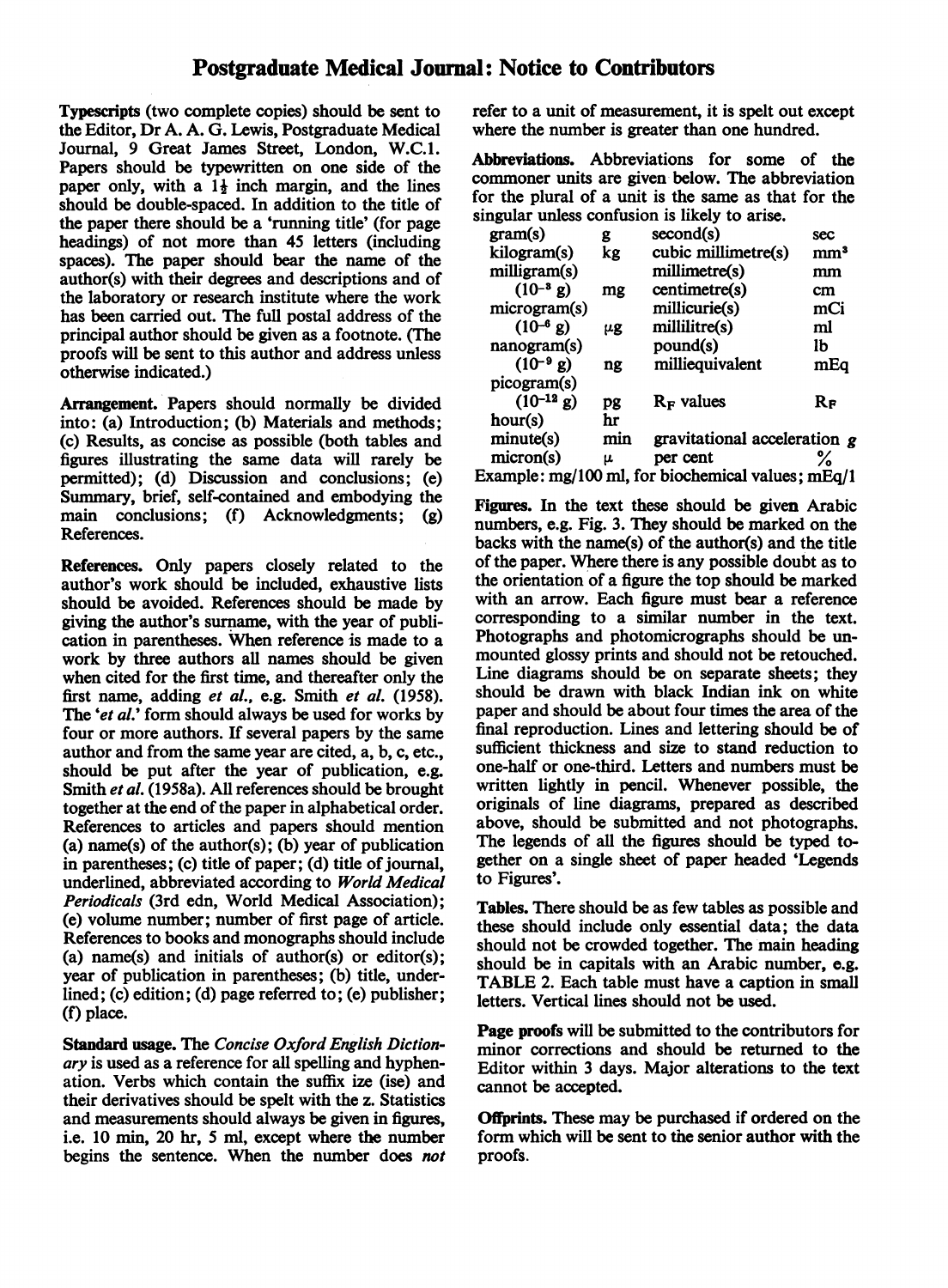# Postgraduate Medical Journal: Notice to Contributors

**Typescripts** (two complete copies) should be sent to the Editor, Dr A. A. G. Lewis, Postgraduate Medical Journal, 9 Great James Street, London, W.C.1. Papers should be typewritten on one side of the paper only, with a $1\frac{1}{2}$ inch margin, and the lines should be double-spaced. In addition to the title of the paper there should be a 'running title' (for page headings) of not more than 45 letters (including spaces). The paper should bear the name of the author(s) with their degrees and descriptions and of the laboratory or research institute where the work has been carried out. The full postal address of the principal author should be given as a footnote. (The proofs will be sent to this author and address unless otherwise indicated.)

**Arrangement.** Papers should normally be divided into: (a) Introduction; (b) Materials and methods; (c) Results, as concise as possible (both tables and figures illustrating the same data will rarely be permitted); (d) Discussion and conclusions; (e) Summary, brief, self-contained and embodying the main conclusions; (f) Acknowledgments; (g) References.

**References.** Only papers closely related to the author's work should be included, exhaustive lists should be avoided. References should be made by giving the author's surname, with the year of publication in parentheses. When reference is made to a work by three authors all names should be given when cited for the first time, and thereafter only the first name, adding *et al.*, e.g. Smith *et al.* (1958). The '*et al.*' form should always be used for works by four or more authors. If several papers by the same author and from the same year are cited, a, b, c, etc., should be put after the year of publication, e.g. Smith *et al.* (1958a). All references should be brought together at the end of the paper in alphabetical order. References to articles and papers should mention (a) name(s) of the author(s); (b) year of publication in parentheses; (c) title of paper; (d) title of journal, underlined, abbreviated according to *World Medical Periodicals* (3rd edn, World Medical Association); (e) volume number; number of first page of article. References to books and monographs should include (a) name(s) and initials of author(s) or editor(s); year of publication in parentheses; (b) title, underlined; (c) edition; (d) page referred to; (e) publisher; (f) place.

**Standard usage.** The *Concise Oxford English Dictionary* is used as a reference for all spelling and hyphenation. Verbs which contain the suffix ize (ise) and their derivatives should be spelt with the z. Statistics and measurements should always be given in figures, i.e. 10 min, 20 hr, 5 ml, except where the number begins the sentence. When the number does *not* refer to a unit of measurement, it is spelt out except where the number is greater than one hundred.

**Abbreviations.** Abbreviations for some of the commoner units are given below. The abbreviation for the plural of a unit is the same as that for the singular unless confusion is likely to arise.

| | | | |
|---|---|---|---|
| gram(s) | g | second(s) | sec |
| kilogram(s) | kg | cubic millimetre(s) | $mm^3$ |
| milligram(s) ($10^{-3}$ g) | mg | millimetre(s) | mm |
| | | centimetre(s) | cm |
| microgram(s) ($10^{-6}$ g) | μg | millicurie(s) | mCi |
| | | millilitre(s) | ml |
| nanogram(s) ($10^{-9}$ g) | ng | pound(s) | lb |
| | | milliequivalent | mEq |
| picogram(s) ($10^{-12}$ g) | pg | $R_F$ values | $R_F$ |
| hour(s) | hr | | |
| minute(s) | min | gravitational acceleration | *g* |
| micron(s) | μ | per cent | % |

Example: mg/100 ml, for biochemical values; mEq/l

**Figures.** In the text these should be given Arabic numbers, e.g. Fig. 3. They should be marked on the backs with the name(s) of the author(s) and the title of the paper. Where there is any possible doubt as to the orientation of a figure the top should be marked with an arrow. Each figure must bear a reference corresponding to a similar number in the text. Photographs and photomicrographs should be unmounted glossy prints and should not be retouched. Line diagrams should be on separate sheets; they should be drawn with black Indian ink on white paper and should be about four times the area of the final reproduction. Lines and lettering should be of sufficient thickness and size to stand reduction to one-half or one-third. Letters and numbers must be written lightly in pencil. Whenever possible, the originals of line diagrams, prepared as described above, should be submitted and not photographs. The legends of all the figures should be typed together on a single sheet of paper headed 'Legends to Figures'.

**Tables.** There should be as few tables as possible and these should include only essential data; the data should not be crowded together. The main heading should be in capitals with an Arabic number, e.g. TABLE 2. Each table must have a caption in small letters. Vertical lines should not be used.

**Page proofs** will be submitted to the contributors for minor corrections and should be returned to the Editor within 3 days. Major alterations to the text cannot be accepted.

**Offprints.** These may be purchased if ordered on the form which will be sent to the senior author with the proofs.